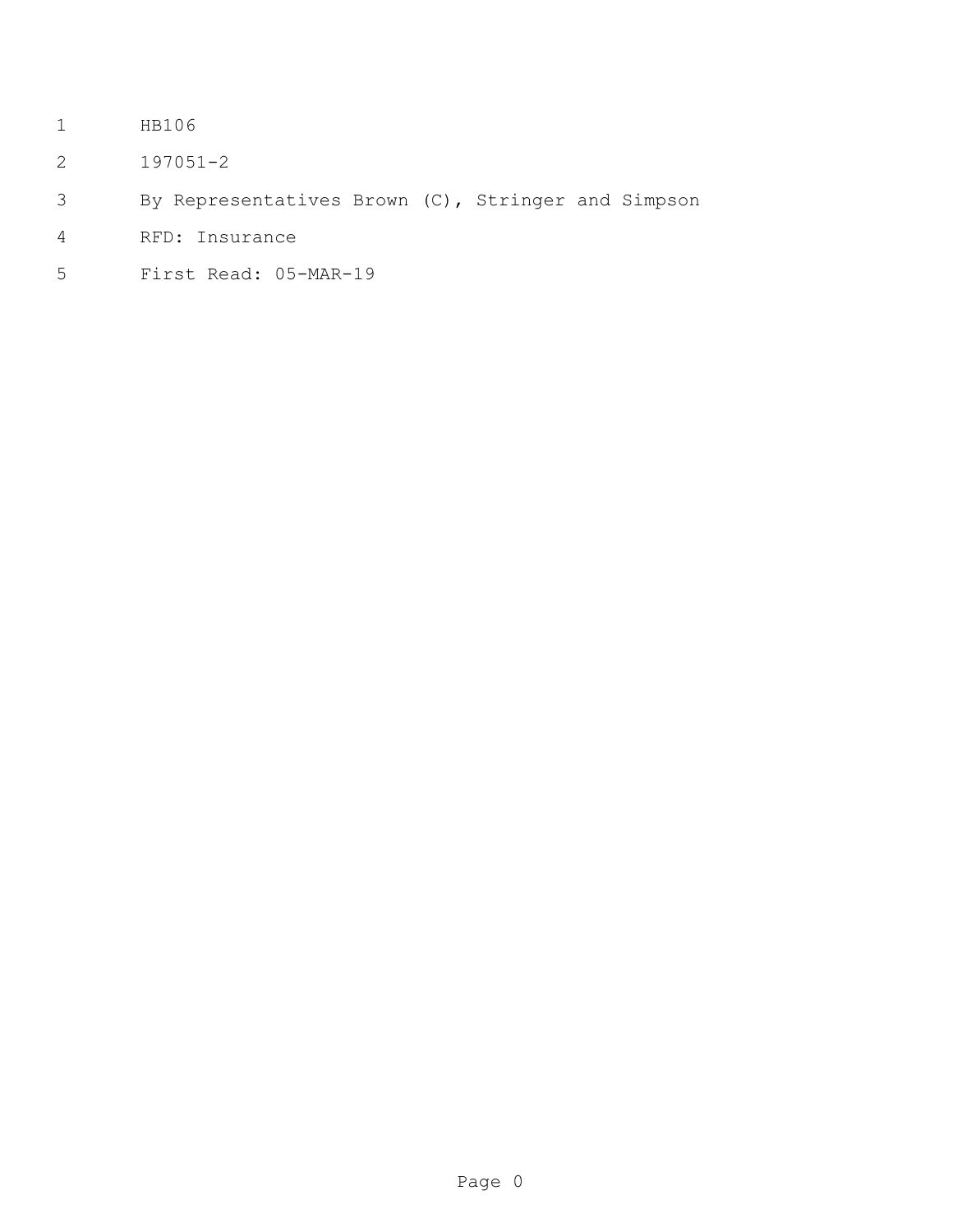HB106

197051-2

By Representatives Brown (C), Stringer and Simpson

RFD: Insurance

First Read: 05-MAR-19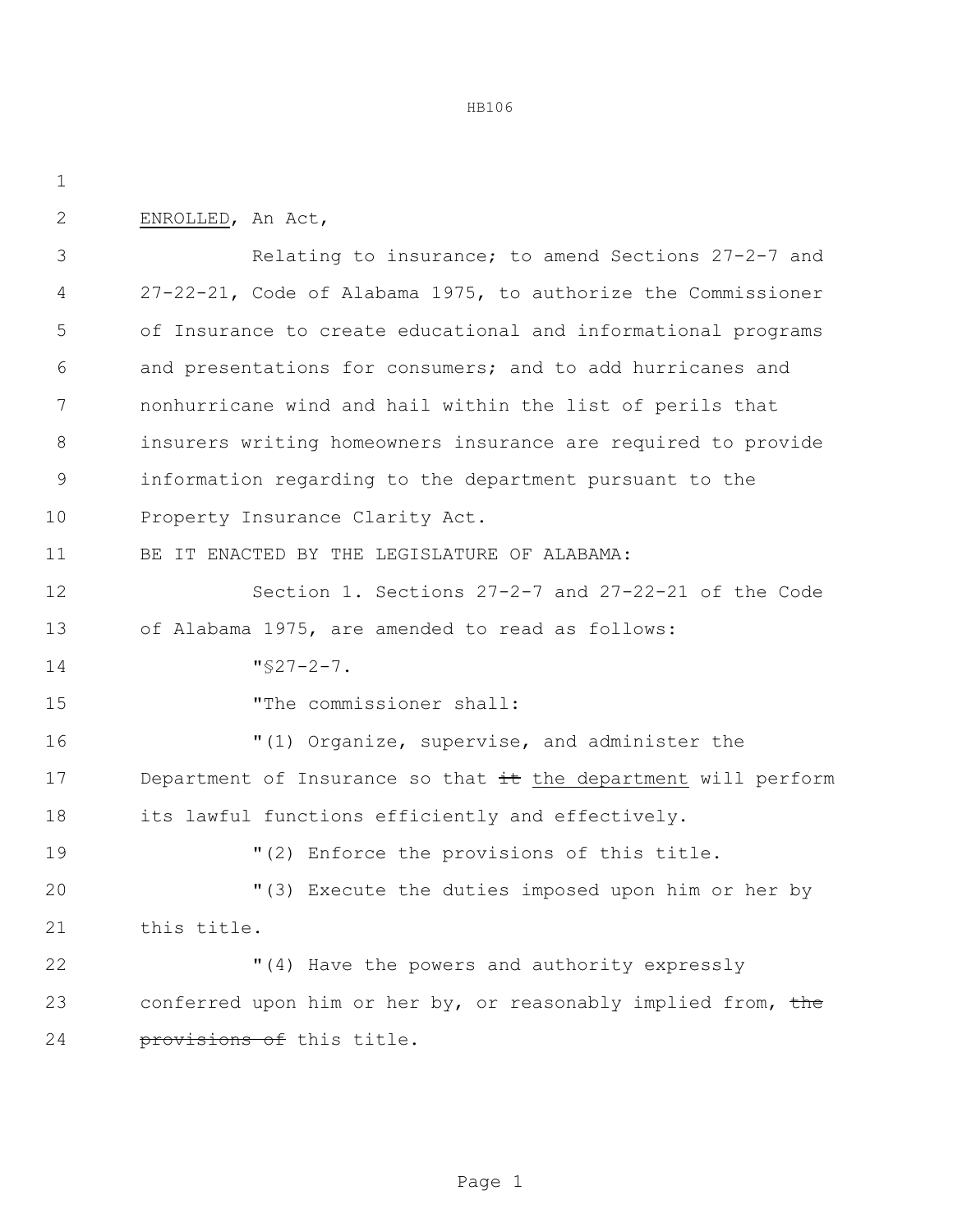ENROLLED, An Act,

Relating to insurance; to amend Sections 27-2-7 and 27-22-21, Code of Alabama 1975, to authorize the Commissioner of Insurance to create educational and informational programs and presentations for consumers; and to add hurricanes and nonhurricane wind and hail within the list of perils that insurers writing homeowners insurance are required to provide information regarding to the department pursuant to the Property Insurance Clarity Act.

BE IT ENACTED BY THE LEGISLATURE OF ALABAMA:

Section 1. Sections 27-2-7 and 27-22-21 of the Code of Alabama 1975, are amended to read as follows:

"§27-2-7.

"The commissioner shall:

"(1) Organize, supervise, and administer the Department of Insurance so that ~~it~~ the department will perform its lawful functions efficiently and effectively.

"(2) Enforce the provisions of this title.

"(3) Execute the duties imposed upon him or her by this title.

"(4) Have the powers and authority expressly conferred upon him or her by, or reasonably implied from, ~~the provisions of~~ this title.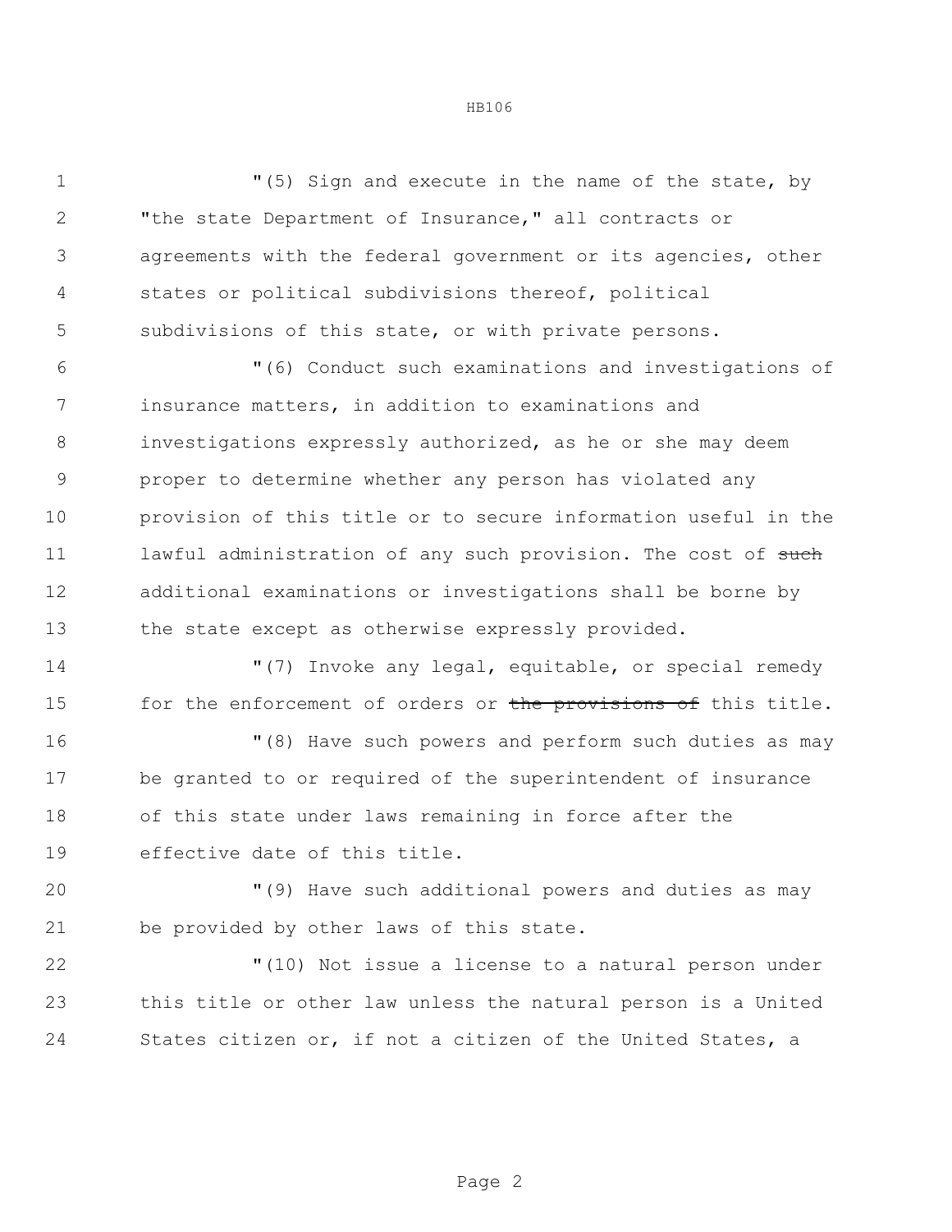"(5) Sign and execute in the name of the state, by "the state Department of Insurance," all contracts or agreements with the federal government or its agencies, other states or political subdivisions thereof, political subdivisions of this state, or with private persons.

"(6) Conduct such examinations and investigations of insurance matters, in addition to examinations and investigations expressly authorized, as he or she may deem proper to determine whether any person has violated any provision of this title or to secure information useful in the lawful administration of any such provision. The cost of ~~such~~ additional examinations or investigations shall be borne by the state except as otherwise expressly provided.

"(7) Invoke any legal, equitable, or special remedy for the enforcement of orders or ~~the provisions of~~ this title.

"(8) Have such powers and perform such duties as may be granted to or required of the superintendent of insurance of this state under laws remaining in force after the effective date of this title.

"(9) Have such additional powers and duties as may be provided by other laws of this state.

"(10) Not issue a license to a natural person under this title or other law unless the natural person is a United States citizen or, if not a citizen of the United States, a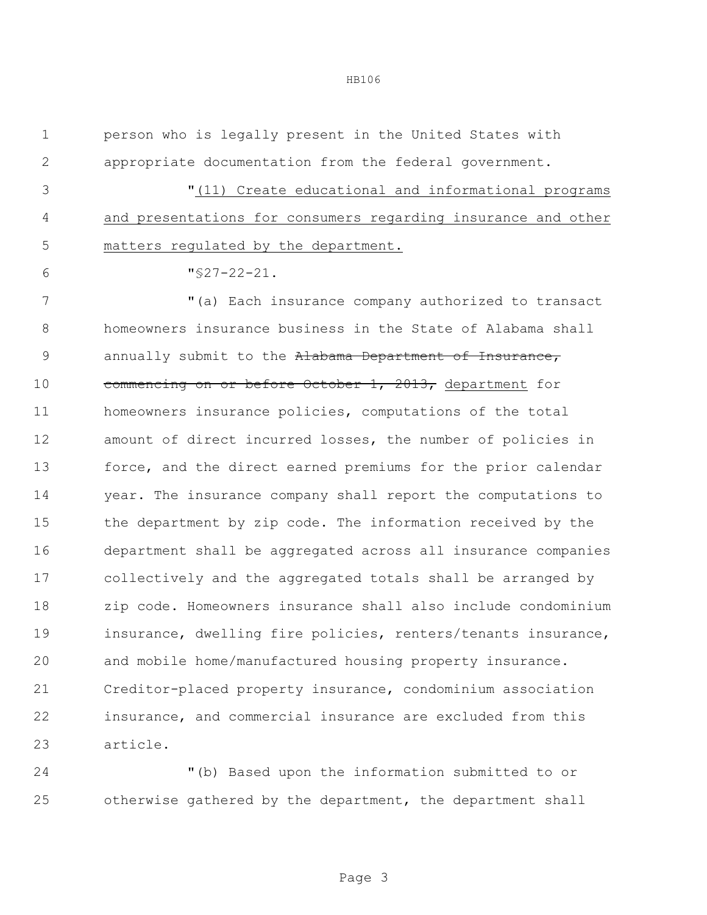person who is legally present in the United States with appropriate documentation from the federal government.

"<u>(11) Create educational and informational programs and presentations for consumers regarding insurance and other matters regulated by the department.</u>

"§27-22-21.

"(a) Each insurance company authorized to transact homeowners insurance business in the State of Alabama shall annually submit to the ~~Alabama Department of Insurance, commencing on or before October 1, 2013,~~ <u>department</u> for homeowners insurance policies, computations of the total amount of direct incurred losses, the number of policies in force, and the direct earned premiums for the prior calendar year. The insurance company shall report the computations to the department by zip code. The information received by the department shall be aggregated across all insurance companies collectively and the aggregated totals shall be arranged by zip code. Homeowners insurance shall also include condominium insurance, dwelling fire policies, renters/tenants insurance, and mobile home/manufactured housing property insurance. Creditor-placed property insurance, condominium association insurance, and commercial insurance are excluded from this article.

"(b) Based upon the information submitted to or otherwise gathered by the department, the department shall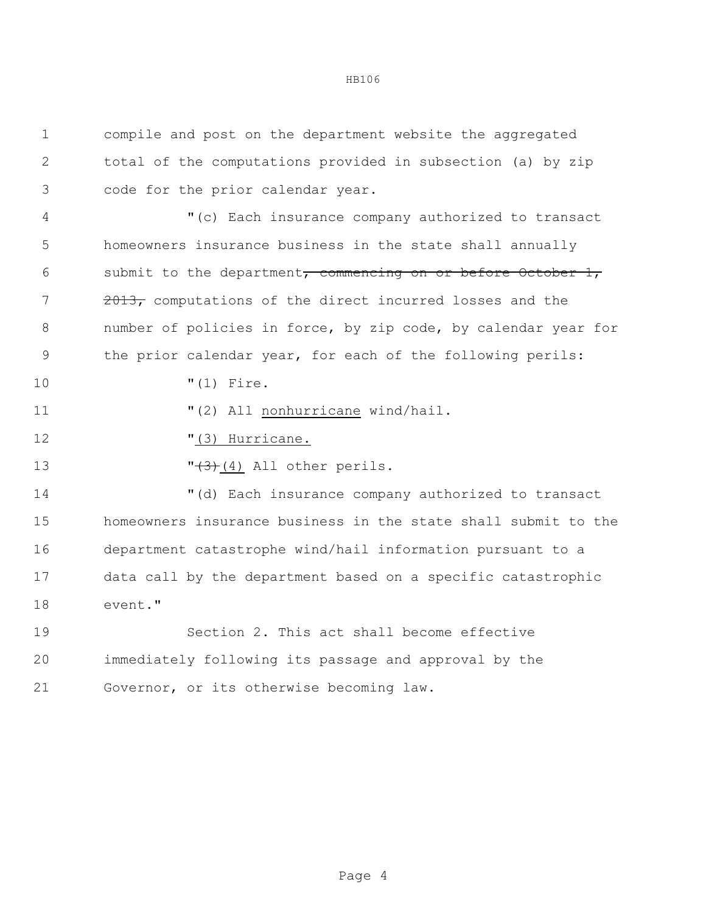compile and post on the department website the aggregated total of the computations provided in subsection (a) by zip code for the prior calendar year.

"(c) Each insurance company authorized to transact homeowners insurance business in the state shall annually submit to the department~~, commencing on or before October 1, 2013,~~ computations of the direct incurred losses and the number of policies in force, by zip code, by calendar year for the prior calendar year, for each of the following perils:

"(1) Fire.

"(2) All <u>nonhurricane</u> wind/hail.

"<u>(3) Hurricane.</u>

"~~(3)~~<u>(4)</u> All other perils.

"(d) Each insurance company authorized to transact homeowners insurance business in the state shall submit to the department catastrophe wind/hail information pursuant to a data call by the department based on a specific catastrophic event."

Section 2. This act shall become effective immediately following its passage and approval by the Governor, or its otherwise becoming law.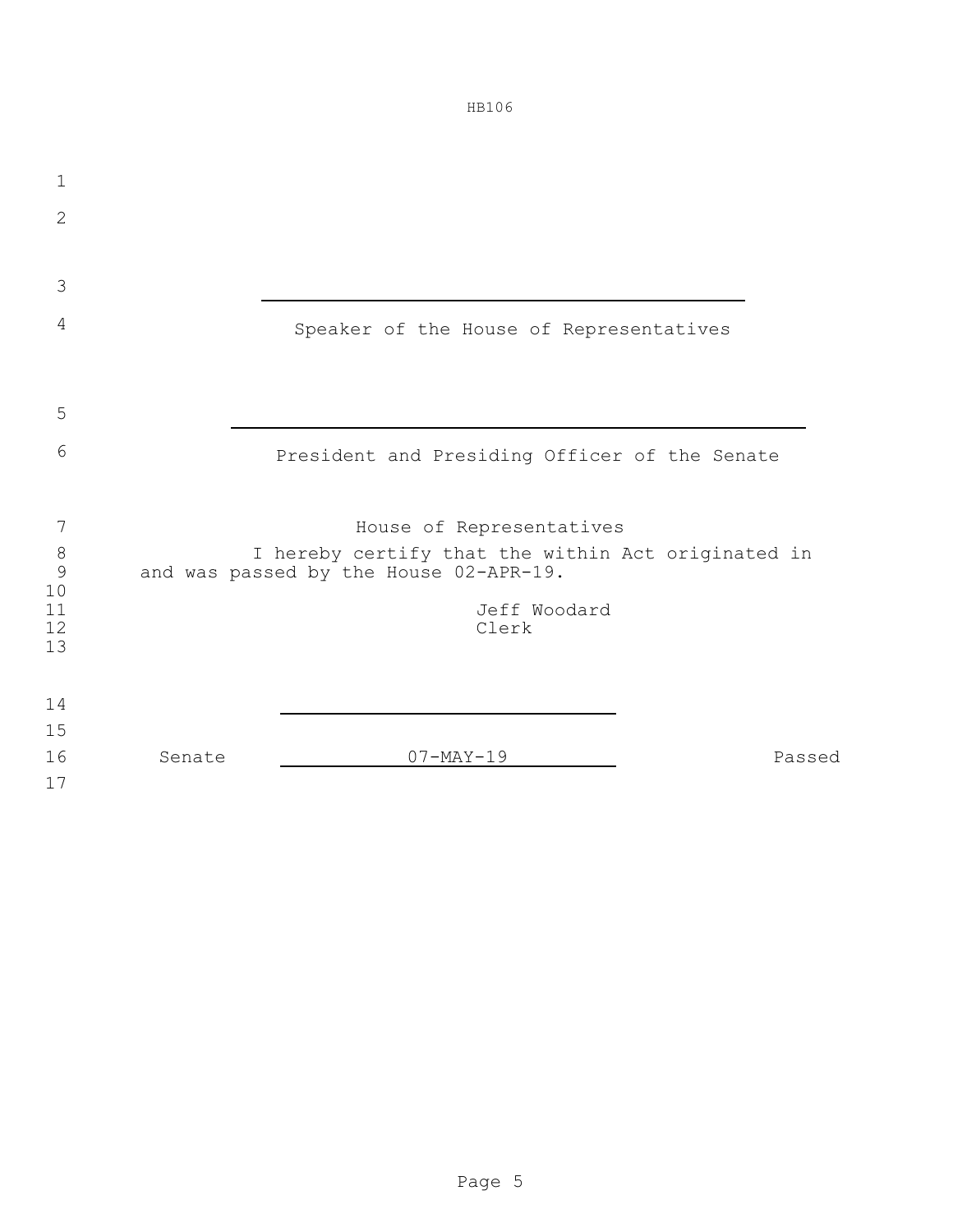\_\_\_\_\_\_\_\_\_\_\_\_\_\_\_\_\_\_\_\_\_\_\_\_\_\_\_\_\_\_\_\_\_\_\_\_\_\_\_\_

Speaker of the House of Representatives

\_\_\_\_\_\_\_\_\_\_\_\_\_\_\_\_\_\_\_\_\_\_\_\_\_\_\_\_\_\_\_\_\_\_\_\_\_\_\_\_

President and Presiding Officer of the Senate

House of Representatives

I hereby certify that the within Act originated in and was passed by the House 02-APR-19.

Jeff Woodard
Clerk

\_\_\_\_\_\_\_\_\_\_\_\_\_\_\_\_\_\_\_\_\_\_\_\_\_\_\_\_

Senate 07-MAY-19 Passed